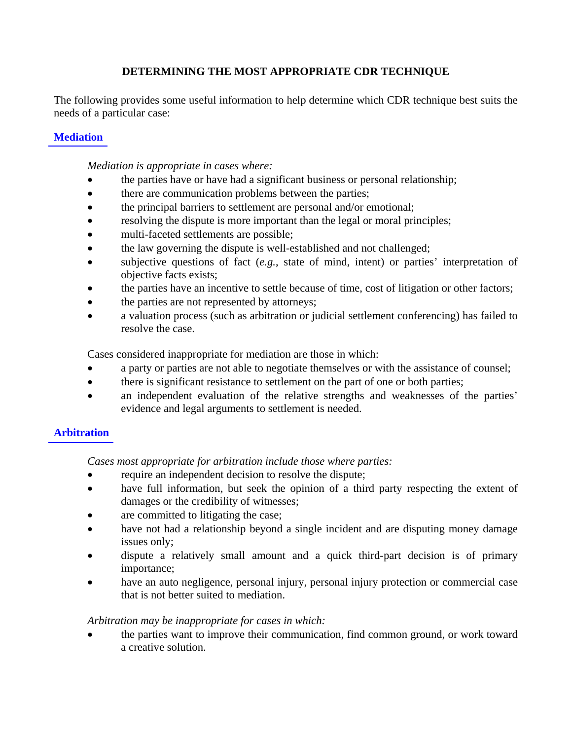# DETERMINING THE MOST APPROPRIATE CDR TECHNIQUE

The following provides some useful information to help determine which CDR technique best suits the needs of a particular case:

## Mediation

*Mediation is appropriate in cases where:*

- the parties have or have had a significant business or personal relationship;
- there are communication problems between the parties;
- the principal barriers to settlement are personal and/or emotional;
- resolving the dispute is more important than the legal or moral principles;
- multi-faceted settlements are possible;
- the law governing the dispute is well-established and not challenged;
- subjective questions of fact (*e.g.*, state of mind, intent) or parties' interpretation of objective facts exists;
- the parties have an incentive to settle because of time, cost of litigation or other factors;
- the parties are not represented by attorneys;
- a valuation process (such as arbitration or judicial settlement conferencing) has failed to resolve the case.

Cases considered inappropriate for mediation are those in which:

- a party or parties are not able to negotiate themselves or with the assistance of counsel;
- there is significant resistance to settlement on the part of one or both parties;
- an independent evaluation of the relative strengths and weaknesses of the parties' evidence and legal arguments to settlement is needed.

## Arbitration

*Cases most appropriate for arbitration include those where parties:*

- require an independent decision to resolve the dispute;
- have full information, but seek the opinion of a third party respecting the extent of damages or the credibility of witnesses;
- are committed to litigating the case;
- have not had a relationship beyond a single incident and are disputing money damage issues only;
- dispute a relatively small amount and a quick third-part decision is of primary importance;
- have an auto negligence, personal injury, personal injury protection or commercial case that is not better suited to mediation.

*Arbitration may be inappropriate for cases in which:*

- the parties want to improve their communication, find common ground, or work toward a creative solution.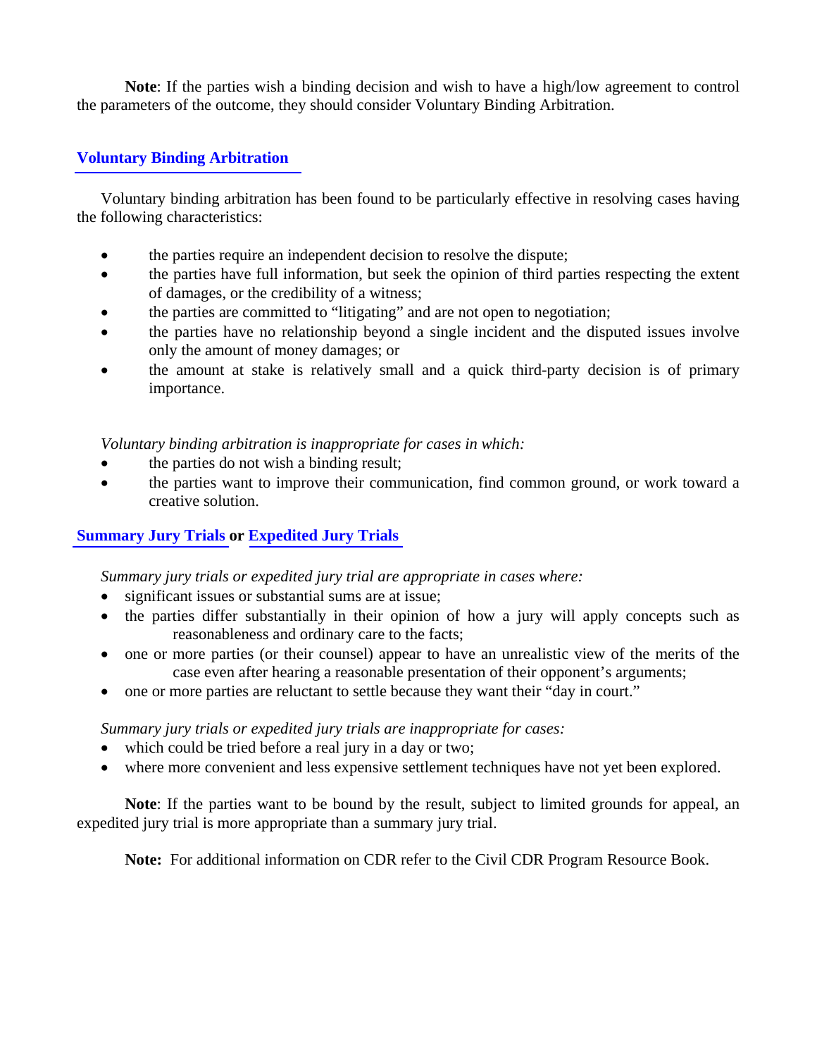**Note**: If the parties wish a binding decision and wish to have a high/low agreement to control the parameters of the outcome, they should consider Voluntary Binding Arbitration.

## Voluntary Binding Arbitration

Voluntary binding arbitration has been found to be particularly effective in resolving cases having the following characteristics:

- the parties require an independent decision to resolve the dispute;
- the parties have full information, but seek the opinion of third parties respecting the extent of damages, or the credibility of a witness;
- the parties are committed to "litigating" and are not open to negotiation;
- the parties have no relationship beyond a single incident and the disputed issues involve only the amount of money damages; or
- the amount at stake is relatively small and a quick third-party decision is of primary importance.

*Voluntary binding arbitration is inappropriate for cases in which:*

- the parties do not wish a binding result;
- the parties want to improve their communication, find common ground, or work toward a creative solution.

## Summary Jury Trials or Expedited Jury Trials

*Summary jury trials or expedited jury trial are appropriate in cases where:*

- significant issues or substantial sums are at issue;
- the parties differ substantially in their opinion of how a jury will apply concepts such as reasonableness and ordinary care to the facts;
- one or more parties (or their counsel) appear to have an unrealistic view of the merits of the case even after hearing a reasonable presentation of their opponent's arguments;
- one or more parties are reluctant to settle because they want their "day in court."

*Summary jury trials or expedited jury trials are inappropriate for cases:*

- which could be tried before a real jury in a day or two;
- where more convenient and less expensive settlement techniques have not yet been explored.

**Note**: If the parties want to be bound by the result, subject to limited grounds for appeal, an expedited jury trial is more appropriate than a summary jury trial.

**Note:** For additional information on CDR refer to the Civil CDR Program Resource Book.